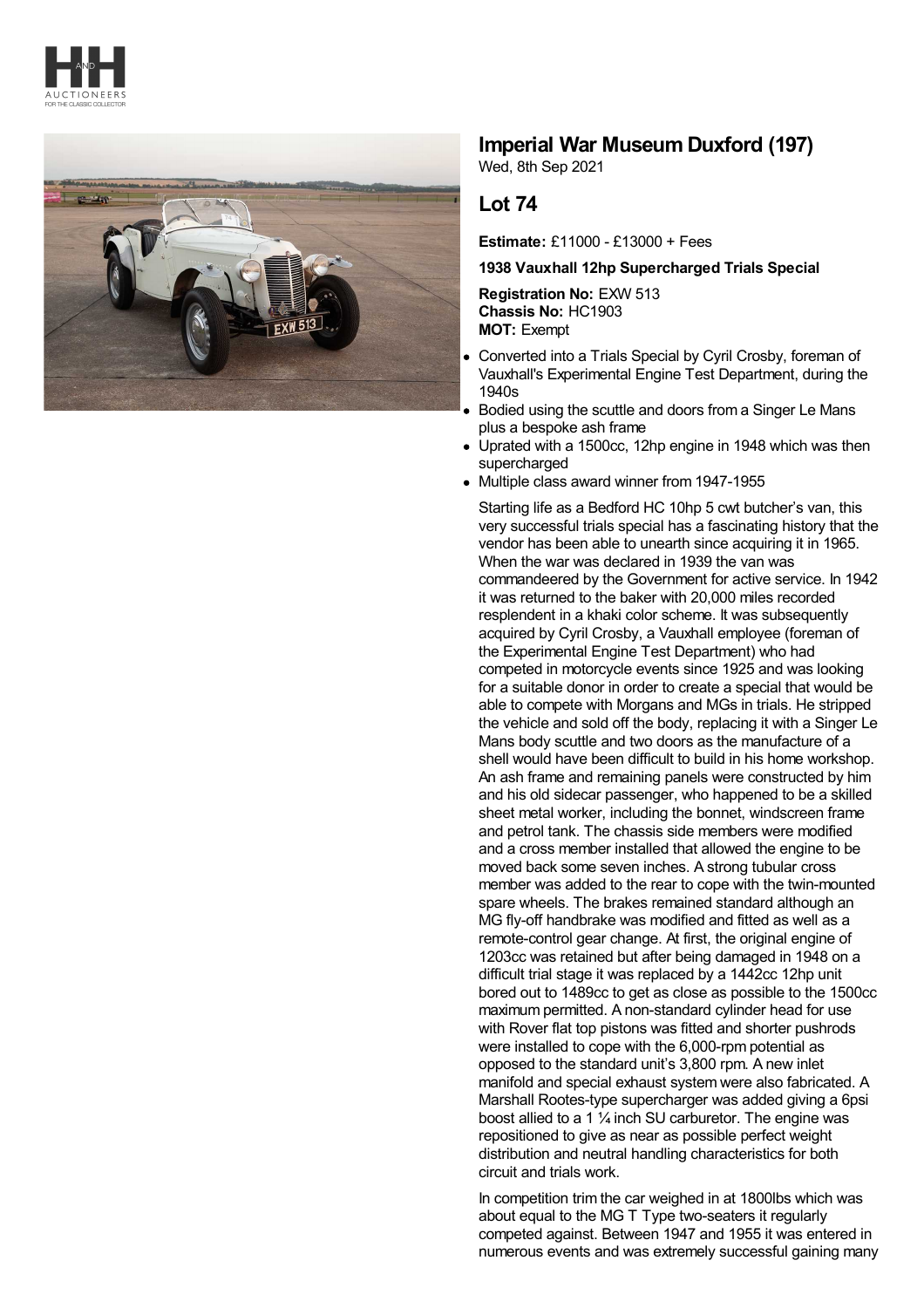# Imperial War Museum Duxford (197)

Wed, 8th Sep 2021

## Lot 74

**Estimate:** £11000 - £13000 + Fees

**1938 Vauxhall 12hp Supercharged Trials Special**

**Registration No:** EXW 513
**Chassis No:** HC1903
**MOT:** Exempt

- Converted into a Trials Special by Cyril Crosby, foreman of Vauxhall's Experimental Engine Test Department, during the 1940s
- Bodied using the scuttle and doors from a Singer Le Mans plus a bespoke ash frame
- Uprated with a 1500cc, 12hp engine in 1948 which was then supercharged
- Multiple class award winner from 1947-1955

Starting life as a Bedford HC 10hp 5 cwt butcher's van, this very successful trials special has a fascinating history that the vendor has been able to unearth since acquiring it in 1965. When the war was declared in 1939 the van was commandeered by the Government for active service. In 1942 it was returned to the baker with 20,000 miles recorded resplendent in a khaki color scheme. It was subsequently acquired by Cyril Crosby, a Vauxhall employee (foreman of the Experimental Engine Test Department) who had competed in motorcycle events since 1925 and was looking for a suitable donor in order to create a special that would be able to compete with Morgans and MGs in trials. He stripped the vehicle and sold off the body, replacing it with a Singer Le Mans body scuttle and two doors as the manufacture of a shell would have been difficult to build in his home workshop. An ash frame and remaining panels were constructed by him and his old sidecar passenger, who happened to be a skilled sheet metal worker, including the bonnet, windscreen frame and petrol tank. The chassis side members were modified and a cross member installed that allowed the engine to be moved back some seven inches. A strong tubular cross member was added to the rear to cope with the twin-mounted spare wheels. The brakes remained standard although an MG fly-off handbrake was modified and fitted as well as a remote-control gear change. At first, the original engine of 1203cc was retained but after being damaged in 1948 on a difficult trial stage it was replaced by a 1442cc 12hp unit bored out to 1489cc to get as close as possible to the 1500cc maximum permitted. A non-standard cylinder head for use with Rover flat top pistons was fitted and shorter pushrods were installed to cope with the 6,000-rpm potential as opposed to the standard unit's 3,800 rpm. A new inlet manifold and special exhaust system were also fabricated. A Marshall Rootes-type supercharger was added giving a 6psi boost allied to a 1 ¼ inch SU carburetor. The engine was repositioned to give as near as possible perfect weight distribution and neutral handling characteristics for both circuit and trials work.

In competition trim the car weighed in at 1800lbs which was about equal to the MG T Type two-seaters it regularly competed against. Between 1947 and 1955 it was entered in numerous events and was extremely successful gaining many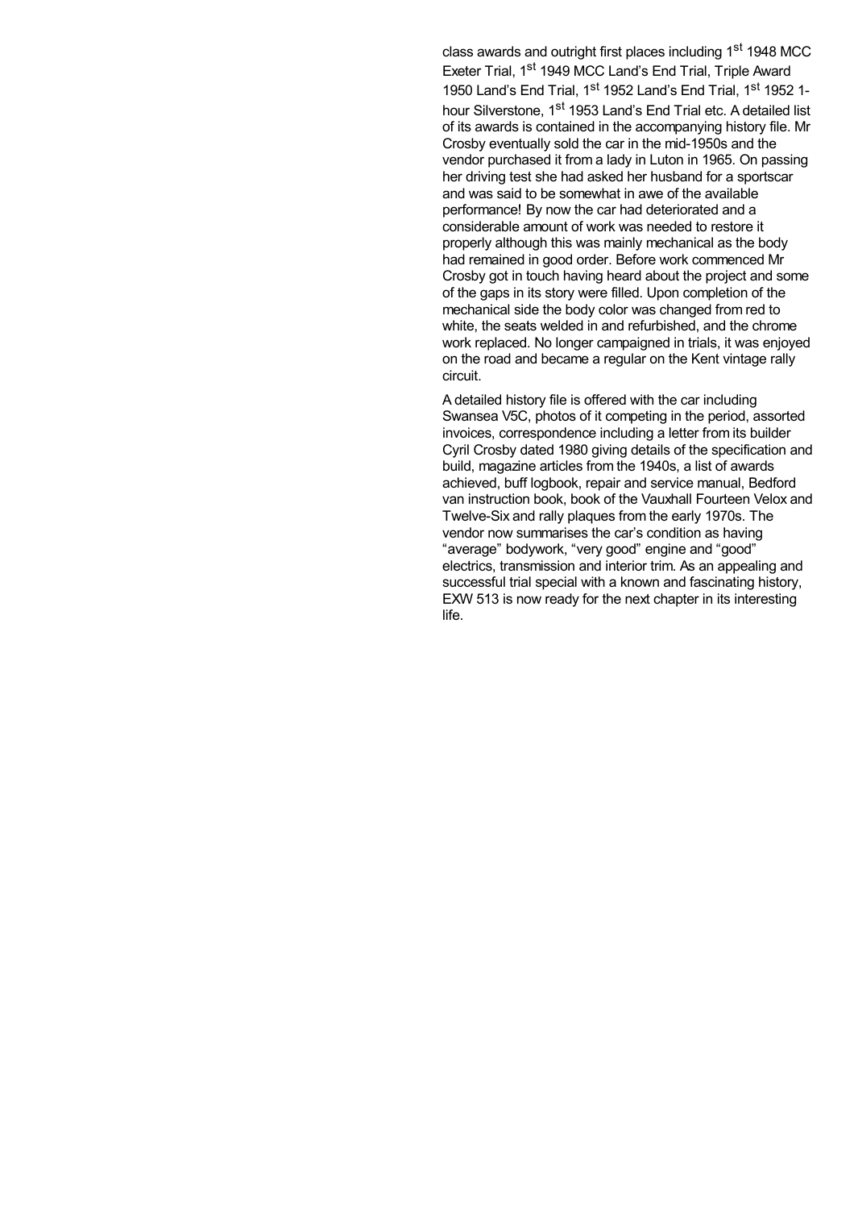class awards and outright first places including 1st 1948 MCC Exeter Trial, 1st 1949 MCC Land's End Trial, Triple Award 1950 Land's End Trial, 1st 1952 Land's End Trial, 1st 1952 1-hour Silverstone, 1st 1953 Land's End Trial etc. A detailed list of its awards is contained in the accompanying history file. Mr Crosby eventually sold the car in the mid-1950s and the vendor purchased it from a lady in Luton in 1965. On passing her driving test she had asked her husband for a sportscar and was said to be somewhat in awe of the available performance! By now the car had deteriorated and a considerable amount of work was needed to restore it properly although this was mainly mechanical as the body had remained in good order. Before work commenced Mr Crosby got in touch having heard about the project and some of the gaps in its story were filled. Upon completion of the mechanical side the body color was changed from red to white, the seats welded in and refurbished, and the chrome work replaced. No longer campaigned in trials, it was enjoyed on the road and became a regular on the Kent vintage rally circuit.

A detailed history file is offered with the car including Swansea V5C, photos of it competing in the period, assorted invoices, correspondence including a letter from its builder Cyril Crosby dated 1980 giving details of the specification and build, magazine articles from the 1940s, a list of awards achieved, buff logbook, repair and service manual, Bedford van instruction book, book of the Vauxhall Fourteen Velox and Twelve-Six and rally plaques from the early 1970s. The vendor now summarises the car's condition as having "average" bodywork, "very good" engine and "good" electrics, transmission and interior trim. As an appealing and successful trial special with a known and fascinating history, EXW 513 is now ready for the next chapter in its interesting life.